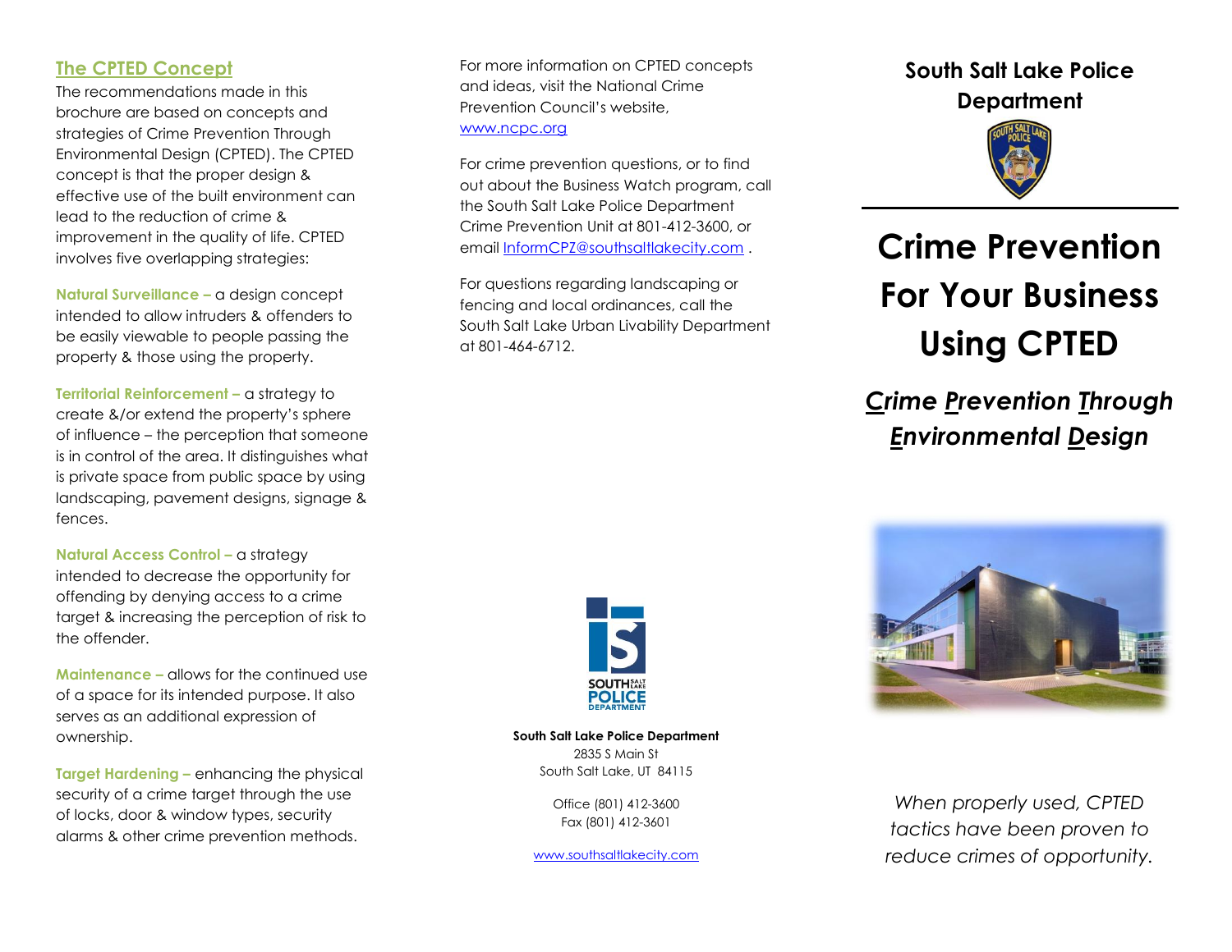## The CPTED Concept

The recommendations made in this brochure are based on concepts and strategies of Crime Prevention Through Environmental Design (CPTED). The CPTED concept is that the proper design & effective use of the built environment can lead to the reduction of crime & improvement in the quality of life. CPTED involves five overlapping strategies:

**Natural Surveillance –** a design concept intended to allow intruders & offenders to be easily viewable to people passing the property & those using the property.

**Territorial Reinforcement –** a strategy to create &/or extend the property's sphere of influence – the perception that someone is in control of the area. It distinguishes what is private space from public space by using landscaping, pavement designs, signage & fences.

**Natural Access Control –** a strategy intended to decrease the opportunity for offending by denying access to a crime target & increasing the perception of risk to the offender.

**Maintenance –** allows for the continued use of a space for its intended purpose. It also serves as an additional expression of ownership.

**Target Hardening –** enhancing the physical security of a crime target through the use of locks, door & window types, security alarms & other crime prevention methods.

For more information on CPTED concepts and ideas, visit the National Crime Prevention Council's website, www.ncpc.org

For crime prevention questions, or to find out about the Business Watch program, call the South Salt Lake Police Department Crime Prevention Unit at 801-412-3600, or email InformCPZ@southsaltlakecity.com .

For questions regarding landscaping or fencing and local ordinances, call the South Salt Lake Urban Livability Department at 801-464-6712.

**South Salt Lake Police Department**
2835 S Main St
South Salt Lake, UT 84115

Office (801) 412-3600
Fax (801) 412-3601

www.southsaltlakecity.com

**South Salt Lake Police Department**

# Crime Prevention For Your Business Using CPTED

## *Crime Prevention Through Environmental Design*

*When properly used, CPTED tactics have been proven to reduce crimes of opportunity.*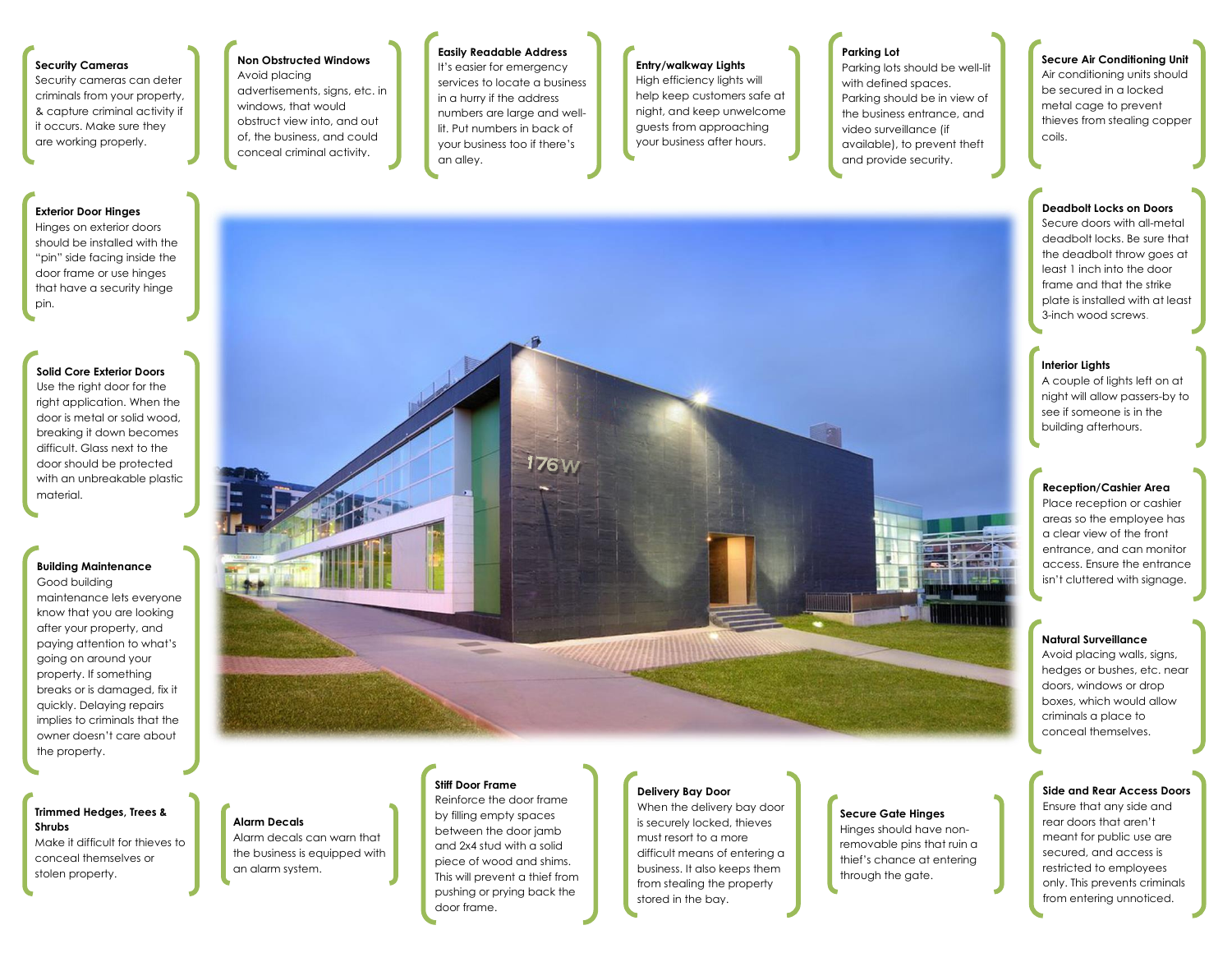**Security Cameras**
Security cameras can deter criminals from your property, & capture criminal activity if it occurs. Make sure they are working properly.

**Non Obstructed Windows**
Avoid placing advertisements, signs, etc. in windows, that would obstruct view into, and out of, the business, and could conceal criminal activity.

**Easily Readable Address**
It's easier for emergency services to locate a business in a hurry if the address numbers are large and well-lit. Put numbers in back of your business too if there's an alley.

**Entry/walkway Lights**
High efficiency lights will help keep customers safe at night, and keep unwelcome guests from approaching your business after hours.

**Parking Lot**
Parking lots should be well-lit with defined spaces. Parking should be in view of the business entrance, and video surveillance (if available), to prevent theft and provide security.

**Secure Air Conditioning Unit**
Air conditioning units should be secured in a locked metal cage to prevent thieves from stealing copper coils.

**Exterior Door Hinges**
Hinges on exterior doors should be installed with the "pin" side facing inside the door frame or use hinges that have a security hinge pin.

**Deadbolt Locks on Doors**
Secure doors with all-metal deadbolt locks. Be sure that the deadbolt throw goes at least 1 inch into the door frame and that the strike plate is installed with at least 3-inch wood screws.

**Solid Core Exterior Doors**
Use the right door for the right application. When the door is metal or solid wood, breaking it down becomes difficult. Glass next to the door should be protected with an unbreakable plastic material.

**Interior Lights**
A couple of lights left on at night will allow passers-by to see if someone is in the building afterhours.

**Reception/Cashier Area**
Place reception or cashier areas so the employee has a clear view of the front entrance, and can monitor access. Ensure the entrance isn't cluttered with signage.

**Building Maintenance**
Good building maintenance lets everyone know that you are looking after your property, and paying attention to what's going on around your property. If something breaks or is damaged, fix it quickly. Delaying repairs implies to criminals that the owner doesn't care about the property.

**Natural Surveillance**
Avoid placing walls, signs, hedges or bushes, etc. near doors, windows or drop boxes, which would allow criminals a place to conceal themselves.

**Trimmed Hedges, Trees & Shrubs**
Make it difficult for thieves to conceal themselves or stolen property.

**Alarm Decals**
Alarm decals can warn that the business is equipped with an alarm system.

**Stiff Door Frame**
Reinforce the door frame by filling empty spaces between the door jamb and 2x4 stud with a solid piece of wood and shims. This will prevent a thief from pushing or prying back the door frame.

**Delivery Bay Door**
When the delivery bay door is securely locked, thieves must resort to a more difficult means of entering a business. It also keeps them from stealing the property stored in the bay.

**Secure Gate Hinges**
Hinges should have non-removable pins that ruin a thief's chance at entering through the gate.

**Side and Rear Access Doors**
Ensure that any side and rear doors that aren't meant for public use are secured, and access is restricted to employees only. This prevents criminals from entering unnoticed.